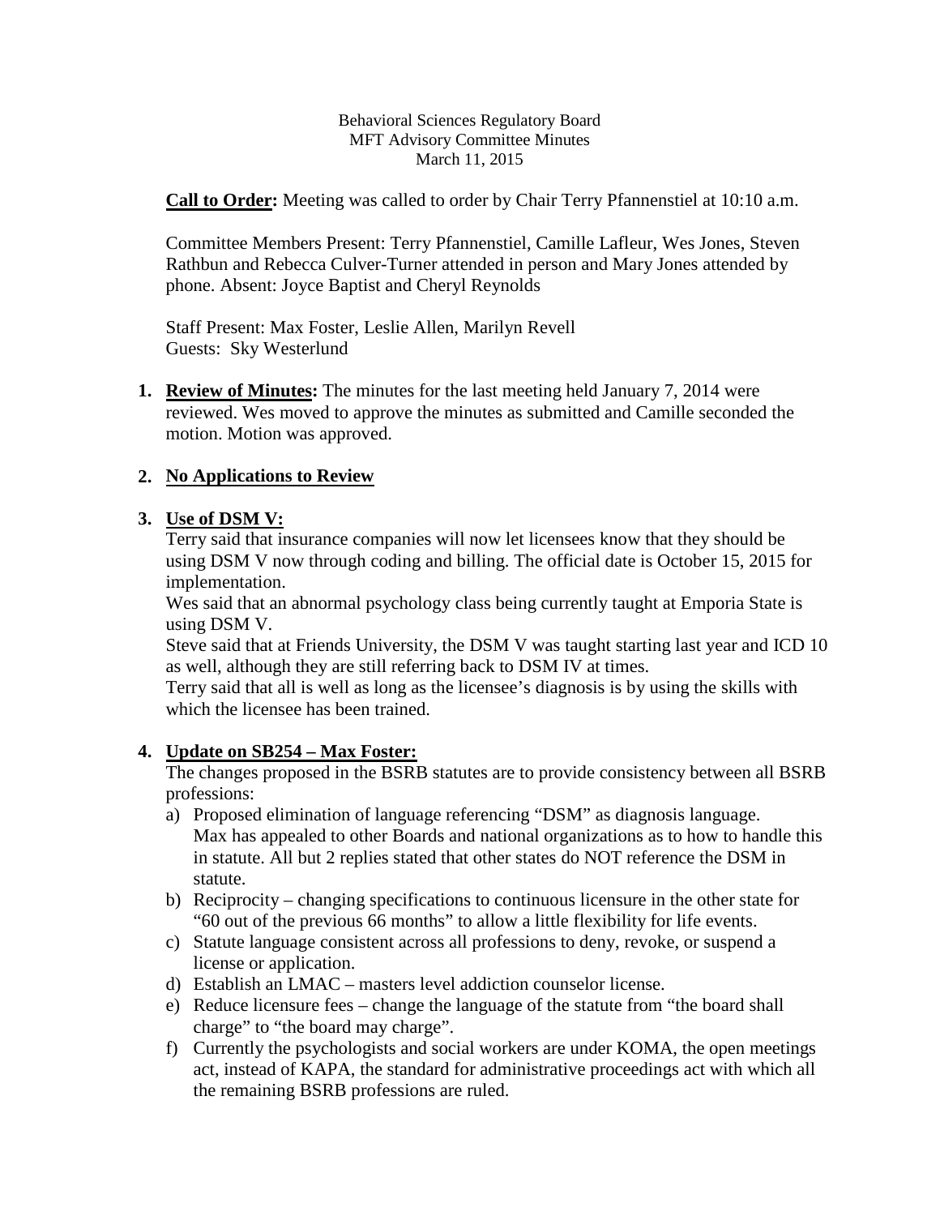Behavioral Sciences Regulatory Board
MFT Advisory Committee Minutes
March 11, 2015

**Call to Order:** Meeting was called to order by Chair Terry Pfannenstiel at 10:10 a.m.

Committee Members Present: Terry Pfannenstiel, Camille Lafleur, Wes Jones, Steven Rathbun and Rebecca Culver-Turner attended in person and Mary Jones attended by phone. Absent: Joyce Baptist and Cheryl Reynolds

Staff Present: Max Foster, Leslie Allen, Marilyn Revell
Guests: Sky Westerlund

1. **Review of Minutes:** The minutes for the last meeting held January 7, 2014 were reviewed. Wes moved to approve the minutes as submitted and Camille seconded the motion. Motion was approved.

2. **No Applications to Review**

3. **Use of DSM V:**
   Terry said that insurance companies will now let licensees know that they should be using DSM V now through coding and billing. The official date is October 15, 2015 for implementation.
   Wes said that an abnormal psychology class being currently taught at Emporia State is using DSM V.
   Steve said that at Friends University, the DSM V was taught starting last year and ICD 10 as well, although they are still referring back to DSM IV at times.
   Terry said that all is well as long as the licensee's diagnosis is by using the skills with which the licensee has been trained.

4. **Update on SB254 – Max Foster:**
   The changes proposed in the BSRB statutes are to provide consistency between all BSRB professions:
   a) Proposed elimination of language referencing "DSM" as diagnosis language. Max has appealed to other Boards and national organizations as to how to handle this in statute. All but 2 replies stated that other states do NOT reference the DSM in statute.
   b) Reciprocity – changing specifications to continuous licensure in the other state for "60 out of the previous 66 months" to allow a little flexibility for life events.
   c) Statute language consistent across all professions to deny, revoke, or suspend a license or application.
   d) Establish an LMAC – masters level addiction counselor license.
   e) Reduce licensure fees – change the language of the statute from "the board shall charge" to "the board may charge".
   f) Currently the psychologists and social workers are under KOMA, the open meetings act, instead of KAPA, the standard for administrative proceedings act with which all the remaining BSRB professions are ruled.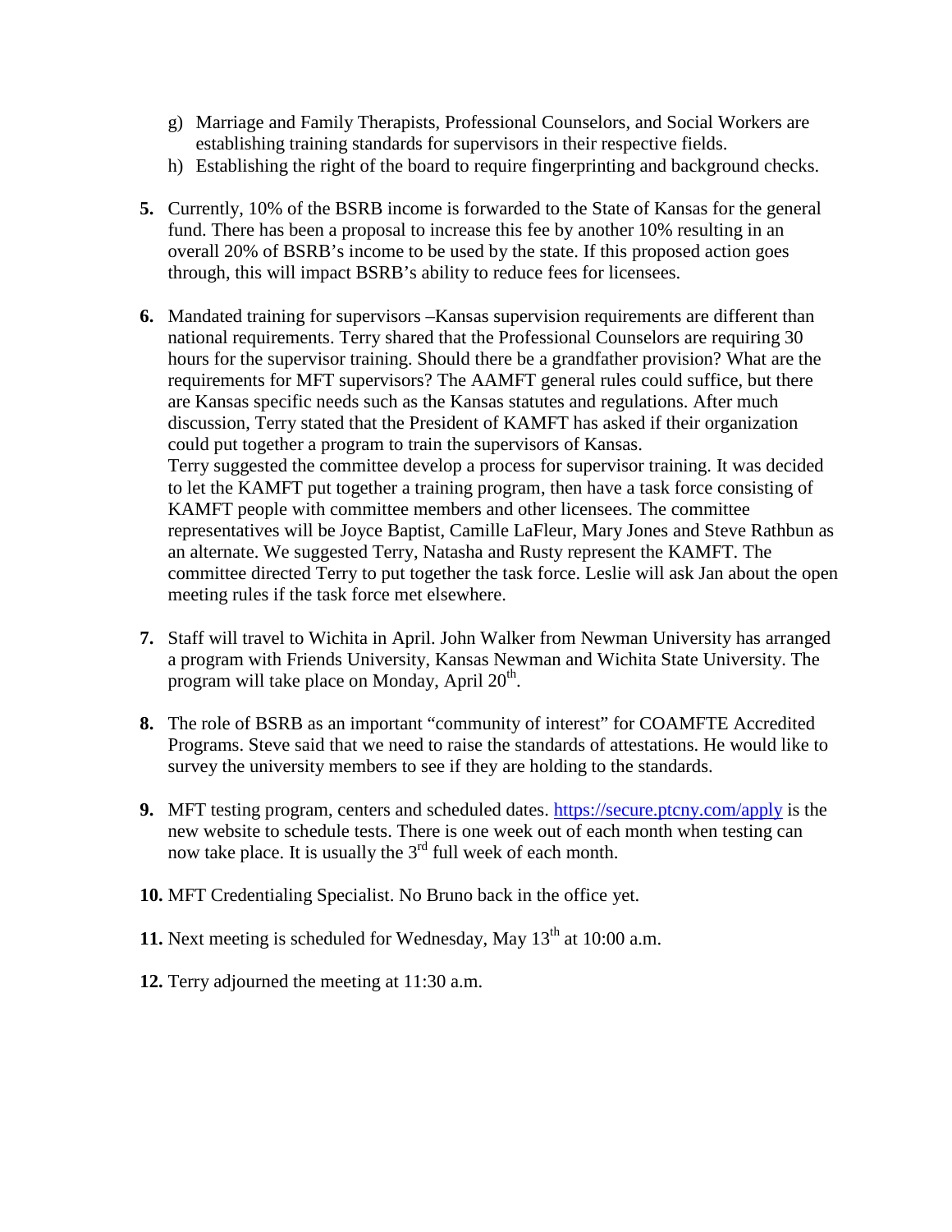g) Marriage and Family Therapists, Professional Counselors, and Social Workers are establishing training standards for supervisors in their respective fields.
h) Establishing the right of the board to require fingerprinting and background checks.

**5.** Currently, 10% of the BSRB income is forwarded to the State of Kansas for the general fund. There has been a proposal to increase this fee by another 10% resulting in an overall 20% of BSRB's income to be used by the state. If this proposed action goes through, this will impact BSRB's ability to reduce fees for licensees.

**6.** Mandated training for supervisors –Kansas supervision requirements are different than national requirements. Terry shared that the Professional Counselors are requiring 30 hours for the supervisor training. Should there be a grandfather provision? What are the requirements for MFT supervisors? The AAMFT general rules could suffice, but there are Kansas specific needs such as the Kansas statutes and regulations. After much discussion, Terry stated that the President of KAMFT has asked if their organization could put together a program to train the supervisors of Kansas.
Terry suggested the committee develop a process for supervisor training. It was decided to let the KAMFT put together a training program, then have a task force consisting of KAMFT people with committee members and other licensees. The committee representatives will be Joyce Baptist, Camille LaFleur, Mary Jones and Steve Rathbun as an alternate. We suggested Terry, Natasha and Rusty represent the KAMFT. The committee directed Terry to put together the task force. Leslie will ask Jan about the open meeting rules if the task force met elsewhere.

**7.** Staff will travel to Wichita in April. John Walker from Newman University has arranged a program with Friends University, Kansas Newman and Wichita State University. The program will take place on Monday, April 20th.

**8.** The role of BSRB as an important "community of interest" for COAMFTE Accredited Programs. Steve said that we need to raise the standards of attestations. He would like to survey the university members to see if they are holding to the standards.

**9.** MFT testing program, centers and scheduled dates. https://secure.ptcny.com/apply is the new website to schedule tests. There is one week out of each month when testing can now take place. It is usually the 3rd full week of each month.

**10.** MFT Credentialing Specialist. No Bruno back in the office yet.

**11.** Next meeting is scheduled for Wednesday, May 13th at 10:00 a.m.

**12.** Terry adjourned the meeting at 11:30 a.m.